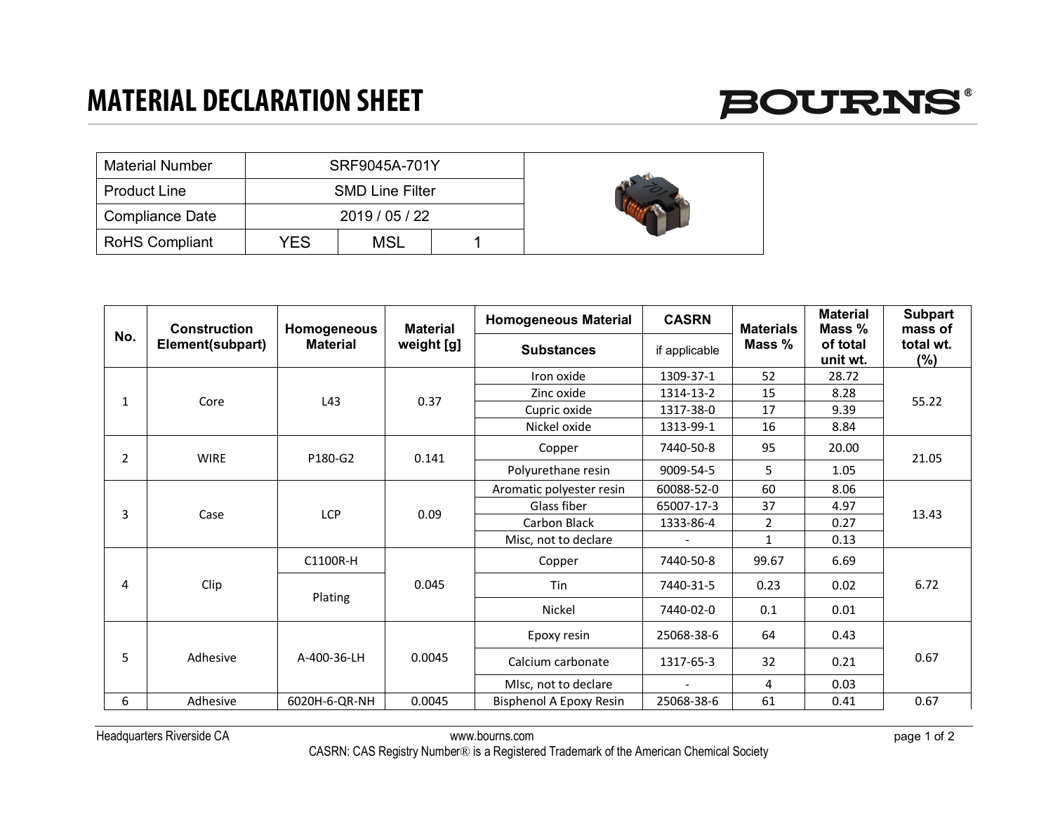# MATERIAL DECLARATION SHEET

BOURNS®

| Material Number | SRF9045A-701Y | | |
|---|---|---|---|
| Product Line | SMD Line Filter | | |
| Compliance Date | 2019 / 05 / 22 | | |
| RoHS Compliant | YES | MSL | 1 |

| No. | Construction Element(subpart) | Homogeneous Material | Material weight [g] | Homogeneous Material Substances | CASRN if applicable | Materials Mass % | Material Mass % of total unit wt. | Subpart mass of total wt. (%) |
|---|---|---|---|---|---|---|---|---|
| 1 | Core | L43 | 0.37 | Iron oxide | 1309-37-1 | 52 | 28.72 | 55.22 |
| | | | | Zinc oxide | 1314-13-2 | 15 | 8.28 | |
| | | | | Cupric oxide | 1317-38-0 | 17 | 9.39 | |
| | | | | Nickel oxide | 1313-99-1 | 16 | 8.84 | |
| 2 | WIRE | P180-G2 | 0.141 | Copper | 7440-50-8 | 95 | 20.00 | 21.05 |
| | | | | Polyurethane resin | 9009-54-5 | 5 | 1.05 | |
| 3 | Case | LCP | 0.09 | Aromatic polyester resin | 60088-52-0 | 60 | 8.06 | 13.43 |
| | | | | Glass fiber | 65007-17-3 | 37 | 4.97 | |
| | | | | Carbon Black | 1333-86-4 | 2 | 0.27 | |
| | | | | Misc, not to declare | - | 1 | 0.13 | |
| 4 | Clip | C1100R-H | 0.045 | Copper | 7440-50-8 | 99.67 | 6.69 | 6.72 |
| | | Plating | | Tin | 7440-31-5 | 0.23 | 0.02 | |
| | | | | Nickel | 7440-02-0 | 0.1 | 0.01 | |
| 5 | Adhesive | A-400-36-LH | 0.0045 | Epoxy resin | 25068-38-6 | 64 | 0.43 | 0.67 |
| | | | | Calcium carbonate | 1317-65-3 | 32 | 0.21 | |
| | | | | MIsc, not to declare | - | 4 | 0.03 | |
| 6 | Adhesive | 6020H-6-QR-NH | 0.0045 | Bisphenol A Epoxy Resin | 25068-38-6 | 61 | 0.41 | 0.67 |

Headquarters Riverside CA www.bourns.com

CASRN: CAS Registry Number® is a Registered Trademark of the American Chemical Society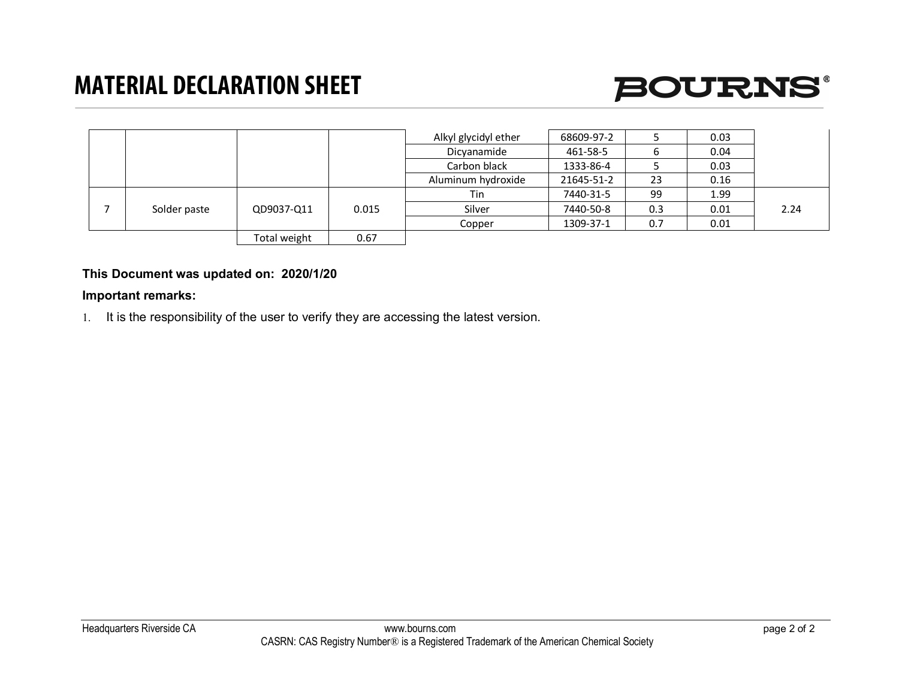# MATERIAL DECLARATION SHEET

| | | | | | | | | |
|---|---|---|---|---|---|---|---|---|
| | | | | Alkyl glycidyl ether | 68609-97-2 | 5 | 0.03 | |
| | | | | Dicyanamide | 461-58-5 | 6 | 0.04 | |
| | | | | Carbon black | 1333-86-4 | 5 | 0.03 | |
| | | | | Aluminum hydroxide | 21645-51-2 | 23 | 0.16 | |
| 7 | Solder paste | QD9037-Q11 | 0.015 | Tin | 7440-31-5 | 99 | 1.99 | 2.24 |
| | | | | Silver | 7440-50-8 | 0.3 | 0.01 | |
| | | | | Copper | 1309-37-1 | 0.7 | 0.01 | |
| | | Total weight | 0.67 | | | | | |

**This Document was updated on: 2020/1/20**

**Important remarks:**

1. It is the responsibility of the user to verify they are accessing the latest version.

Headquarters Riverside CA www.bourns.com

CASRN: CAS Registry Number® is a Registered Trademark of the American Chemical Society